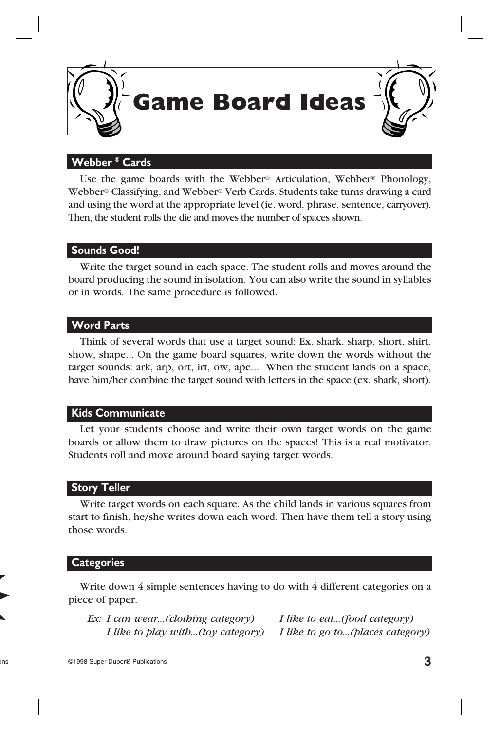# Game Board Ideas

## Webber ® Cards

Use the game boards with the Webber® Articulation, Webber® Phonology, Webber® Classifying, and Webber® Verb Cards. Students take turns drawing a card and using the word at the appropriate level (ie. word, phrase, sentence, carryover). Then, the student rolls the die and moves the number of spaces shown.

## Sounds Good!

Write the target sound in each space. The student rolls and moves around the board producing the sound in isolation. You can also write the sound in syllables or in words. The same procedure is followed.

## Word Parts

Think of several words that use a target sound: Ex. <u>sh</u>ark, <u>sh</u>arp, <u>sh</u>ort, <u>sh</u>irt, <u>sh</u>ow, <u>sh</u>ape... On the game board squares, write down the words without the target sounds: ark, arp, ort, irt, ow, ape... When the student lands on a space, have him/her combine the target sound with letters in the space (ex. <u>sh</u>ark, <u>sh</u>ort).

## Kids Communicate

Let your students choose and write their own target words on the game boards or allow them to draw pictures on the spaces! This is a real motivator. Students roll and move around board saying target words.

## Story Teller

Write target words on each square. As the child lands in various squares from start to finish, he/she writes down each word. Then have them tell a story using those words.

## Categories

Write down 4 simple sentences having to do with 4 different categories on a piece of paper.

*Ex: I can wear...(clothing category)* *I like to eat...(food category)*
*I like to play with...(toy category)* *I like to go to...(places category)*

©1998 Super Duper® Publications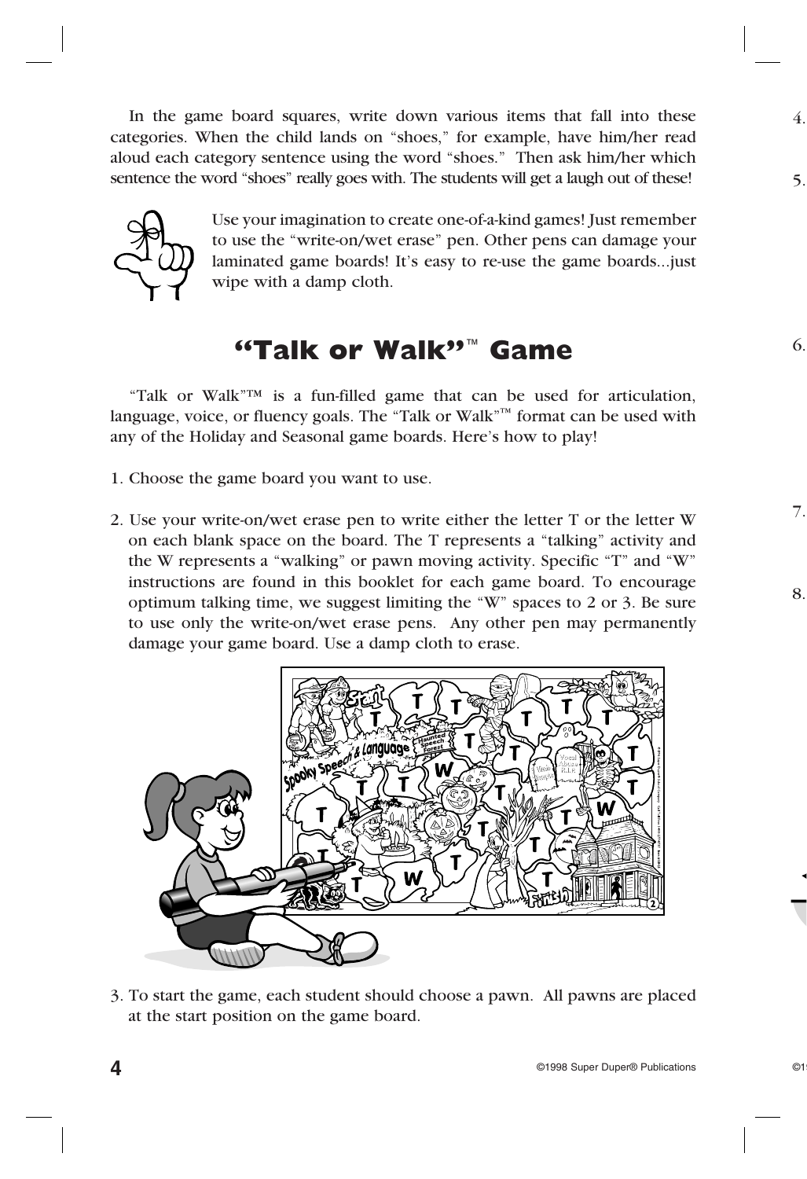In the game board squares, write down various items that fall into these categories. When the child lands on "shoes," for example, have him/her read aloud each category sentence using the word "shoes." Then ask him/her which sentence the word "shoes" really goes with. The students will get a laugh out of these!

Use your imagination to create one-of-a-kind games! Just remember to use the "write-on/wet erase" pen. Other pens can damage your laminated game boards! It's easy to re-use the game boards...just wipe with a damp cloth.

## "Talk or Walk"™ Game

"Talk or Walk"™ is a fun-filled game that can be used for articulation, language, voice, or fluency goals. The "Talk or Walk"™ format can be used with any of the Holiday and Seasonal game boards. Here's how to play!

1. Choose the game board you want to use.

2. Use your write-on/wet erase pen to write either the letter T or the letter W on each blank space on the board. The T represents a "talking" activity and the W represents a "walking" or pawn moving activity. Specific "T" and "W" instructions are found in this booklet for each game board. To encourage optimum talking time, we suggest limiting the "W" spaces to 2 or 3. Be sure to use only the write-on/wet erase pens. Any other pen may permanently damage your game board. Use a damp cloth to erase.

3. To start the game, each student should choose a pawn. All pawns are placed at the start position on the game board.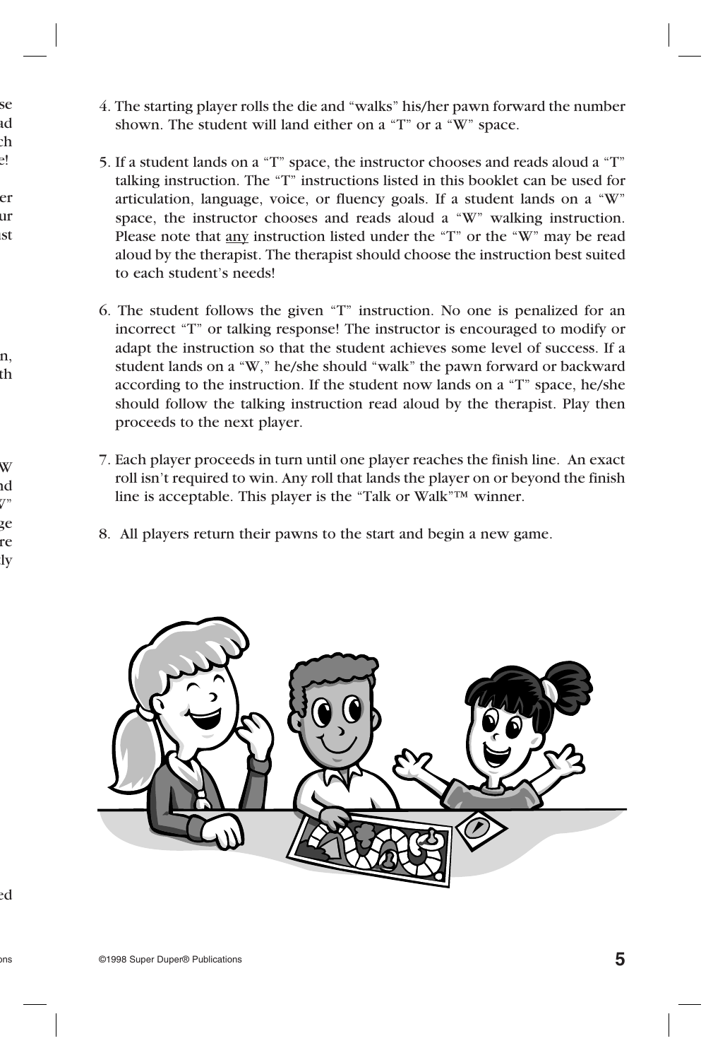4. The starting player rolls the die and "walks" his/her pawn forward the number shown. The student will land either on a "T" or a "W" space.

5. If a student lands on a "T" space, the instructor chooses and reads aloud a "T" talking instruction. The "T" instructions listed in this booklet can be used for articulation, language, voice, or fluency goals. If a student lands on a "W" space, the instructor chooses and reads aloud a "W" walking instruction. Please note that any instruction listed under the "T" or the "W" may be read aloud by the therapist. The therapist should choose the instruction best suited to each student's needs!

6. The student follows the given "T" instruction. No one is penalized for an incorrect "T" or talking response! The instructor is encouraged to modify or adapt the instruction so that the student achieves some level of success. If a student lands on a "W," he/she should "walk" the pawn forward or backward according to the instruction. If the student now lands on a "T" space, he/she should follow the talking instruction read aloud by the therapist. Play then proceeds to the next player.

7. Each player proceeds in turn until one player reaches the finish line. An exact roll isn't required to win. Any roll that lands the player on or beyond the finish line is acceptable. This player is the "Talk or Walk"™ winner.

8. All players return their pawns to the start and begin a new game.

©1998 Super Duper® Publications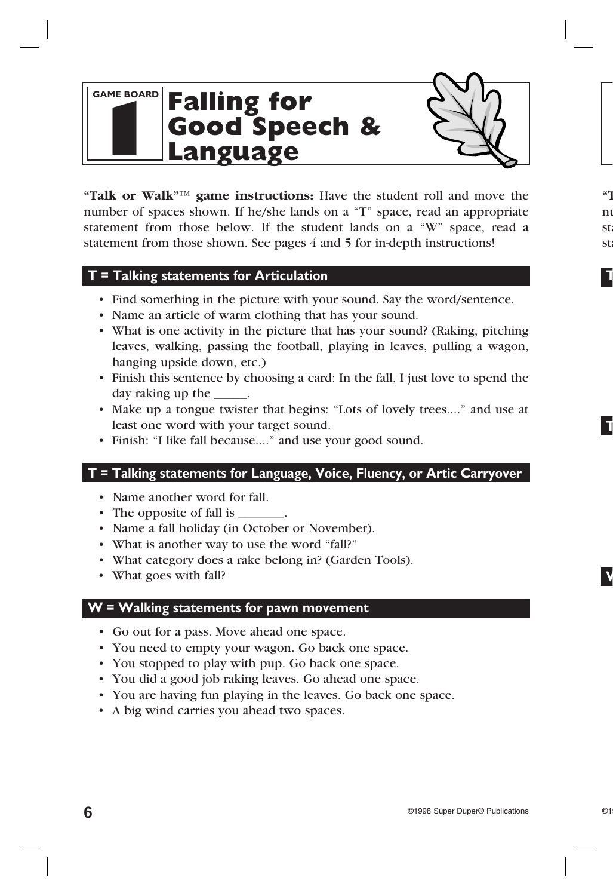GAME BOARD 1

# Falling for Good Speech & Language

**"Talk or Walk"™ game instructions:** Have the student roll and move the number of spaces shown. If he/she lands on a "T" space, read an appropriate statement from those below. If the student lands on a "W" space, read a statement from those shown. See pages 4 and 5 for in-depth instructions!

## T = Talking statements for Articulation

- Find something in the picture with your sound. Say the word/sentence.
- Name an article of warm clothing that has your sound.
- What is one activity in the picture that has your sound? (Raking, pitching leaves, walking, passing the football, playing in leaves, pulling a wagon, hanging upside down, etc.)
- Finish this sentence by choosing a card: In the fall, I just love to spend the day raking up the _____.
- Make up a tongue twister that begins: "Lots of lovely trees...." and use at least one word with your target sound.
- Finish: "I like fall because...." and use your good sound.

## T = Talking statements for Language, Voice, Fluency, or Artic Carryover

- Name another word for fall.
- The opposite of fall is _______.
- Name a fall holiday (in October or November).
- What is another way to use the word "fall?"
- What category does a rake belong in? (Garden Tools).
- What goes with fall?

## W = Walking statements for pawn movement

- Go out for a pass. Move ahead one space.
- You need to empty your wagon. Go back one space.
- You stopped to play with pup. Go back one space.
- You did a good job raking leaves. Go ahead one space.
- You are having fun playing in the leaves. Go back one space.
- A big wind carries you ahead two spaces.

©1998 Super Duper® Publications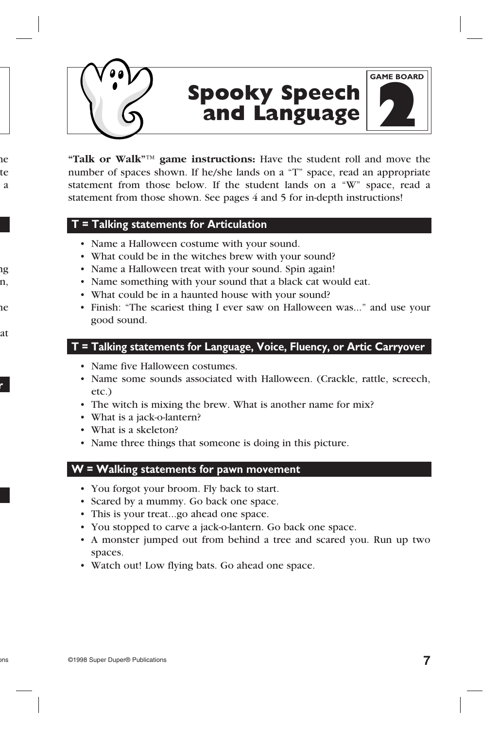# Spooky Speech and Language

GAME BOARD 2

**"Talk or Walk"™ game instructions:** Have the student roll and move the number of spaces shown. If he/she lands on a "T" space, read an appropriate statement from those below. If the student lands on a "W" space, read a statement from those shown. See pages 4 and 5 for in-depth instructions!

## T = Talking statements for Articulation

- Name a Halloween costume with your sound.
- What could be in the witches brew with your sound?
- Name a Halloween treat with your sound. Spin again!
- Name something with your sound that a black cat would eat.
- What could be in a haunted house with your sound?
- Finish: "The scariest thing I ever saw on Halloween was..." and use your good sound.

## T = Talking statements for Language, Voice, Fluency, or Artic Carryover

- Name five Halloween costumes.
- Name some sounds associated with Halloween. (Crackle, rattle, screech, etc.)
- The witch is mixing the brew. What is another name for mix?
- What is a jack-o-lantern?
- What is a skeleton?
- Name three things that someone is doing in this picture.

## W = Walking statements for pawn movement

- You forgot your broom. Fly back to start.
- Scared by a mummy. Go back one space.
- This is your treat...go ahead one space.
- You stopped to carve a jack-o-lantern. Go back one space.
- A monster jumped out from behind a tree and scared you. Run up two spaces.
- Watch out! Low flying bats. Go ahead one space.

©1998 Super Duper® Publications